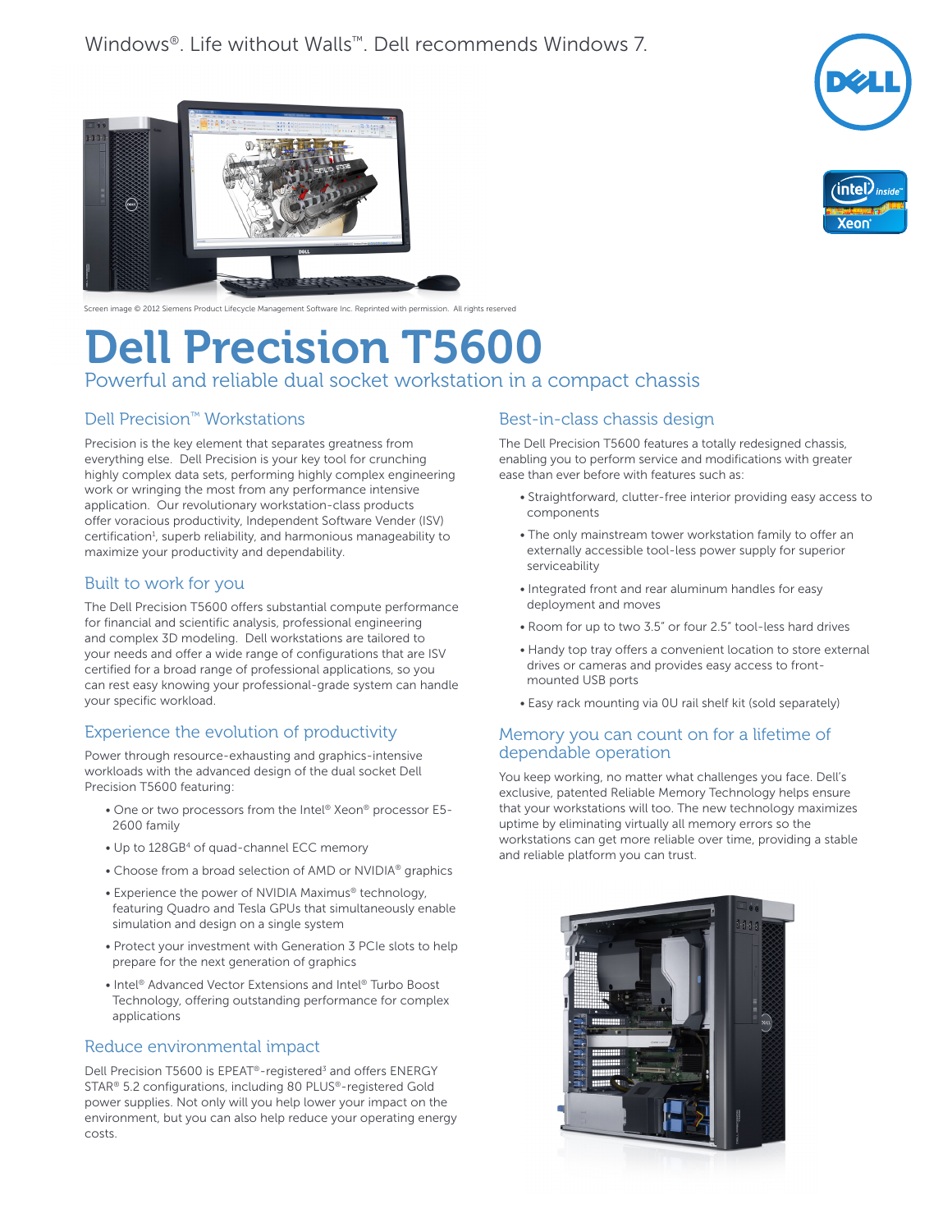Windows®. Life without Walls™. Dell recommends Windows 7.

Screen image © 2012 Siemens Product Lifecycle Management Software Inc. Reprinted with permission. All rights reserved

# Dell Precision T5600

Powerful and reliable dual socket workstation in a compact chassis

## Dell Precision™ Workstations

Precision is the key element that separates greatness from everything else. Dell Precision is your key tool for crunching highly complex data sets, performing highly complex engineering work or wringing the most from any performance intensive application. Our revolutionary workstation-class products offer voracious productivity, Independent Software Vender (ISV) certification[1], superb reliability, and harmonious manageability to maximize your productivity and dependability.

## Built to work for you

The Dell Precision T5600 offers substantial compute performance for financial and scientific analysis, professional engineering and complex 3D modeling. Dell workstations are tailored to your needs and offer a wide range of configurations that are ISV certified for a broad range of professional applications, so you can rest easy knowing your professional-grade system can handle your specific workload.

## Experience the evolution of productivity

Power through resource-exhausting and graphics-intensive workloads with the advanced design of the dual socket Dell Precision T5600 featuring:

- One or two processors from the Intel® Xeon® processor E5-2600 family
- Up to 128GB[4] of quad-channel ECC memory
- Choose from a broad selection of AMD or NVIDIA® graphics
- Experience the power of NVIDIA Maximus® technology, featuring Quadro and Tesla GPUs that simultaneously enable simulation and design on a single system
- Protect your investment with Generation 3 PCIe slots to help prepare for the next generation of graphics
- Intel® Advanced Vector Extensions and Intel® Turbo Boost Technology, offering outstanding performance for complex applications

## Reduce environmental impact

Dell Precision T5600 is EPEAT®-registered[3] and offers ENERGY STAR® 5.2 configurations, including 80 PLUS®-registered Gold power supplies. Not only will you help lower your impact on the environment, but you can also help reduce your operating energy costs.

## Best-in-class chassis design

The Dell Precision T5600 features a totally redesigned chassis, enabling you to perform service and modifications with greater ease than ever before with features such as:

- Straightforward, clutter-free interior providing easy access to components
- The only mainstream tower workstation family to offer an externally accessible tool-less power supply for superior serviceability
- Integrated front and rear aluminum handles for easy deployment and moves
- Room for up to two 3.5" or four 2.5" tool-less hard drives
- Handy top tray offers a convenient location to store external drives or cameras and provides easy access to front-mounted USB ports
- Easy rack mounting via 0U rail shelf kit (sold separately)

## Memory you can count on for a lifetime of dependable operation

You keep working, no matter what challenges you face. Dell's exclusive, patented Reliable Memory Technology helps ensure that your workstations will too. The new technology maximizes uptime by eliminating virtually all memory errors so the workstations can get more reliable over time, providing a stable and reliable platform you can trust.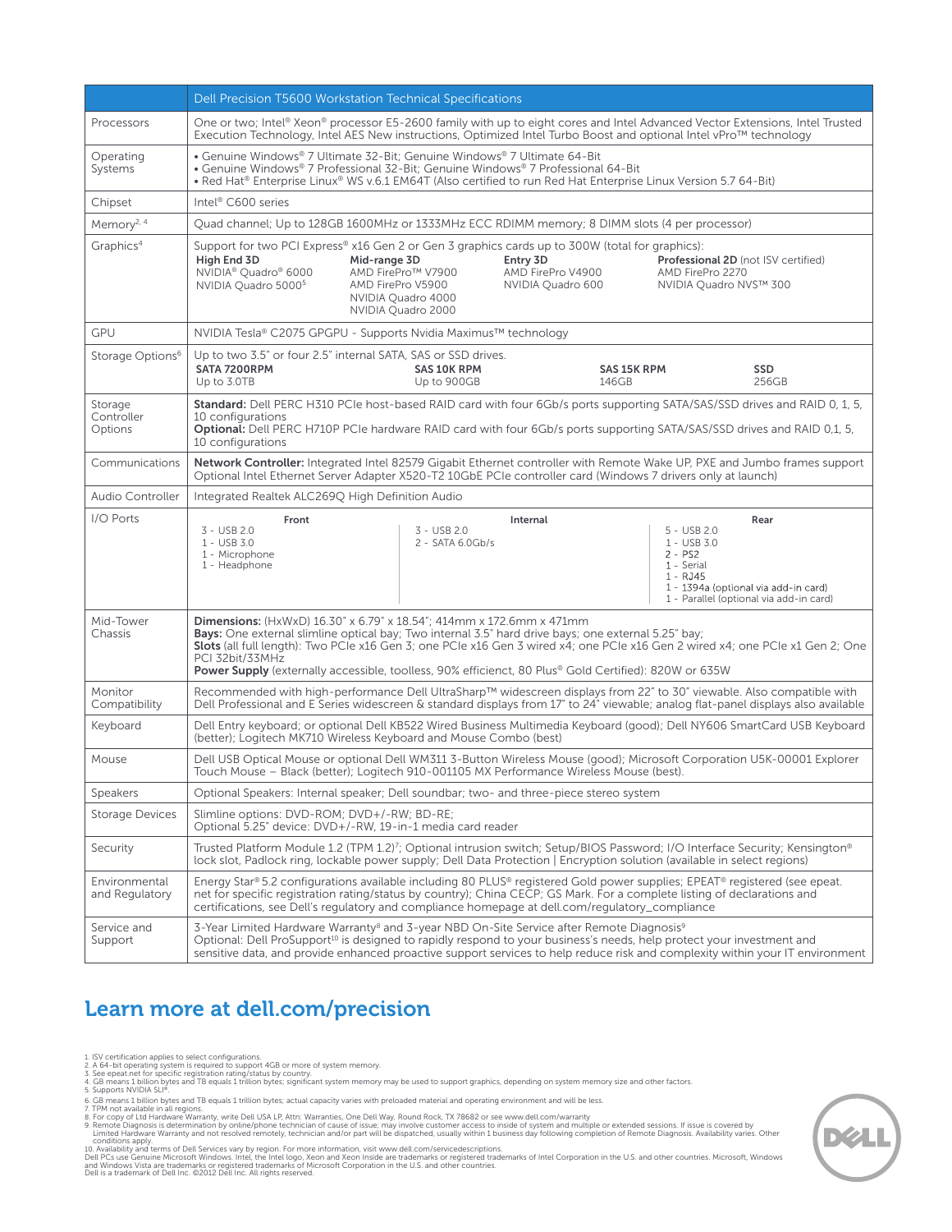| | Dell Precision T5600 Workstation Technical Specifications |
|---|---|
| Processors | One or two; Intel® Xeon® processor E5-2600 family with up to eight cores and Intel Advanced Vector Extensions, Intel Trusted Execution Technology, Intel AES New instructions, Optimized Intel Turbo Boost and optional Intel vPro™ technology |
| Operating Systems | • Genuine Windows® 7 Ultimate 32-Bit; Genuine Windows® 7 Ultimate 64-Bit<br>• Genuine Windows® 7 Professional 32-Bit; Genuine Windows® 7 Professional 64-Bit<br>• Red Hat® Enterprise Linux® WS v.6.1 EM64T (Also certified to run Red Hat Enterprise Linux Version 5.7 64-Bit) |
| Chipset | Intel® C600 series |
| Memory[2, 4] | Quad channel; Up to 128GB 1600MHz or 1333MHz ECC RDIMM memory; 8 DIMM slots (4 per processor) |
| Graphics[4] | Support for two PCI Express® x16 Gen 2 or Gen 3 graphics cards up to 300W (total for graphics):<br>**High End 3D**: NVIDIA® Quadro® 6000; NVIDIA Quadro 5000[5]<br>**Mid-range 3D**: AMD FirePro™ V7900; AMD FirePro V5900; NVIDIA Quadro 4000; NVIDIA Quadro 2000<br>**Entry 3D**: AMD FirePro V4900; NVIDIA Quadro 600<br>**Professional 2D** (not ISV certified): AMD FirePro 2270; NVIDIA Quadro NVS™ 300 |
| GPU | NVIDIA Tesla® C2075 GPGPU - Supports Nvidia Maximus™ technology |
| Storage Options[6] | Up to two 3.5" or four 2.5" internal SATA, SAS or SSD drives.<br>**SATA 7200RPM**: Up to 3.0TB<br>**SAS 10K RPM**: Up to 900GB<br>**SAS 15K RPM**: 146GB<br>**SSD**: 256GB |
| Storage Controller Options | **Standard:** Dell PERC H310 PCIe host-based RAID card with four 6Gb/s ports supporting SATA/SAS/SSD drives and RAID 0, 1, 5, 10 configurations<br>**Optional:** Dell PERC H710P PCIe hardware RAID card with four 6Gb/s ports supporting SATA/SAS/SSD drives and RAID 0,1, 5, 10 configurations |
| Communications | **Network Controller:** Integrated Intel 82579 Gigabit Ethernet controller with Remote Wake UP, PXE and Jumbo frames support<br>Optional Intel Ethernet Server Adapter X520-T2 10GbE PCIe controller card (Windows 7 drivers only at launch) |
| Audio Controller | Integrated Realtek ALC269Q High Definition Audio |
| I/O Ports | **Front**: 3 - USB 2.0; 1 - USB 3.0; 1 - Microphone; 1 - Headphone<br>**Internal**: 3 - USB 2.0; 2 - SATA 6.0Gb/s<br>**Rear**: 5 - USB 2.0; 1 - USB 3.0; 2 - PS2; 1 - Serial; 1 - RJ45; 1 - 1394a (optional via add-in card); 1 - Parallel (optional via add-in card) |
| Mid-Tower Chassis | **Dimensions:** (HxWxD) 16.30" x 6.79" x 18.54"; 414mm x 172.6mm x 471mm<br>**Bays:** One external slimline optical bay; Two internal 3.5" hard drive bays; one external 5.25" bay;<br>**Slots** (all full length): Two PCIe x16 Gen 3; one PCIe x16 Gen 3 wired x4; one PCIe x16 Gen 2 wired x4; one PCIe x1 Gen 2; One PCI 32bit/33MHz<br>**Power Supply** (externally accessible, toolless, 90% efficient, 80 Plus® Gold Certified): 820W or 635W |
| Monitor Compatibility | Recommended with high-performance Dell UltraSharp™ widescreen displays from 22" to 30" viewable. Also compatible with Dell Professional and E Series widescreen & standard displays from 17" to 24" viewable; analog flat-panel displays also available |
| Keyboard | Dell Entry keyboard; or optional Dell KB522 Wired Business Multimedia Keyboard (good); Dell NY606 SmartCard USB Keyboard (better); Logitech MK710 Wireless Keyboard and Mouse Combo (best) |
| Mouse | Dell USB Optical Mouse or optional Dell WM311 3-Button Wireless Mouse (good); Microsoft Corporation U5K-00001 Explorer Touch Mouse – Black (better); Logitech 910-001105 MX Performance Wireless Mouse (best). |
| Speakers | Optional Speakers: Internal speaker; Dell soundbar; two- and three-piece stereo system |
| Storage Devices | Slimline options: DVD-ROM; DVD+/-RW; BD-RE;<br>Optional 5.25" device: DVD+/-RW, 19-in-1 media card reader |
| Security | Trusted Platform Module 1.2 (TPM 1.2)[7]; Optional intrusion switch; Setup/BIOS Password; I/O Interface Security; Kensington® lock slot, Padlock ring, lockable power supply; Dell Data Protection \| Encryption solution (available in select regions) |
| Environmental and Regulatory | Energy Star® 5.2 configurations available including 80 PLUS® registered Gold power supplies; EPEAT® registered (see epeat.net for specific registration rating/status by country); China CECP; GS Mark. For a complete listing of declarations and certifications, see Dell's regulatory and compliance homepage at dell.com/regulatory_compliance |
| Service and Support | 3-Year Limited Hardware Warranty[8] and 3-year NBD On-Site Service after Remote Diagnosis[9]<br>Optional: Dell ProSupport[10] is designed to rapidly respond to your business's needs, help protect your investment and sensitive data, and provide enhanced proactive support services to help reduce risk and complexity within your IT environment |

## Learn more at dell.com/precision

1. ISV certification applies to select configurations.
2. A 64-bit operating system is required to support 4GB or more of system memory.
3. See epeat.net for specific registration rating/status by country.
4. GB means 1 billion bytes and TB equals 1 trillion bytes; significant system memory may be used to support graphics, depending on system memory size and other factors.
5. Supports NVIDIA SLI®.
6. GB means 1 billion bytes and TB equals 1 trillion bytes; actual capacity varies with preloaded material and operating environment and will be less.
7. TPM not available in all regions.
8. For copy of Ltd Hardware Warranty, write Dell USA LP, Attn: Warranties, One Dell Way, Round Rock, TX 78682 or see www.dell.com/warranty
9. Remote Diagnosis is determination by online/phone technician of cause of issue; may involve customer access to inside of system and multiple or extended sessions. If issue is covered by Limited Hardware Warranty and not resolved remotely, technician and/or part will be dispatched, usually within 1 business day following completion of Remote Diagnosis. Availability varies. Other conditions apply.
10. Availability and terms of Dell Services vary by region. For more information, visit www.dell.com/servicedescriptions.

Dell PCs use Genuine Microsoft Windows. Intel, the Intel logo, Xeon and Xeon Inside are trademarks or registered trademarks of Intel Corporation in the U.S. and other countries. Microsoft, Windows and Windows Vista are trademarks or registered trademarks of Microsoft Corporation in the U.S. and other countries.
Dell is a trademark of Dell Inc. ©2012 Dell Inc. All rights reserved.